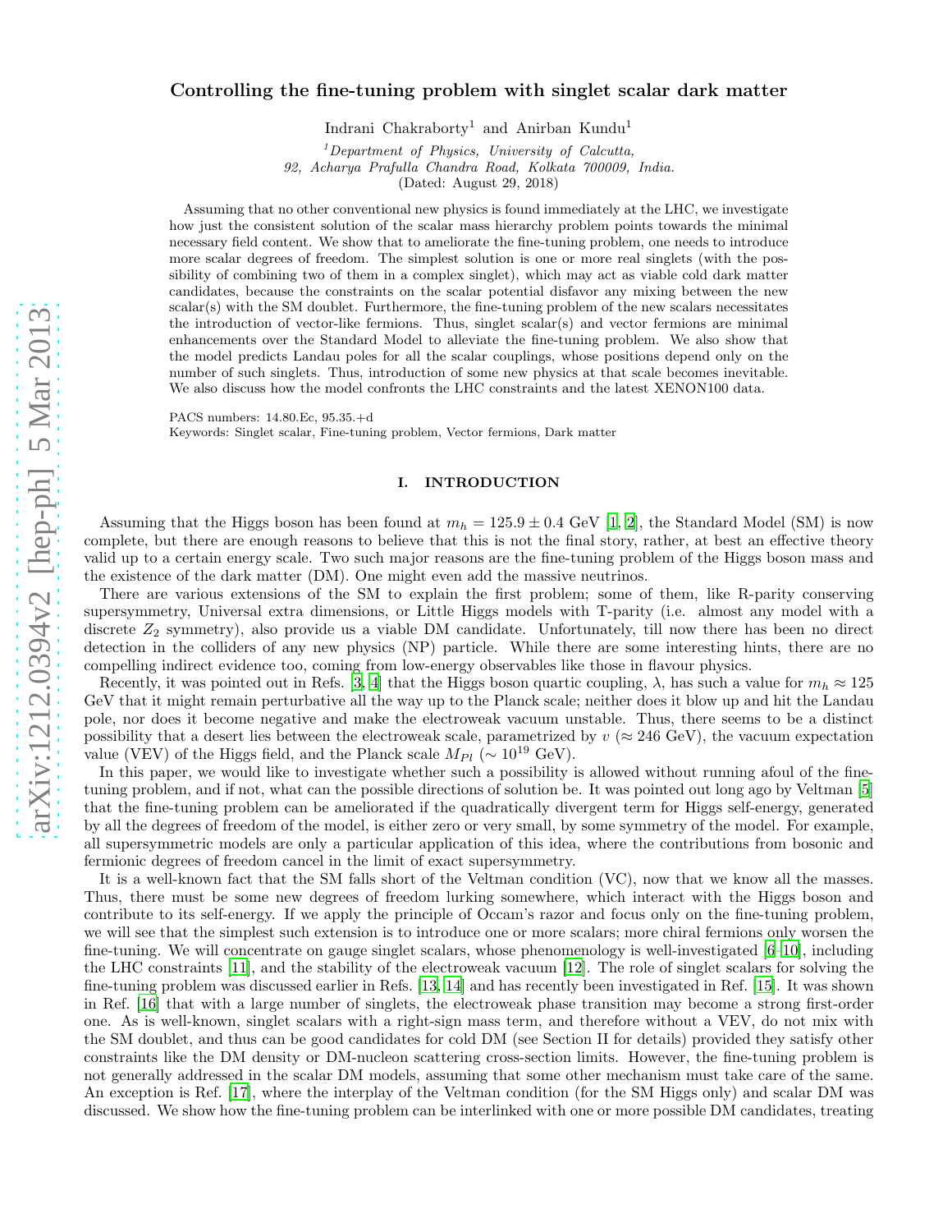# Controlling the fine-tuning problem with singlet scalar dark matter

Indrani Chakraborty[1] and Anirban Kundu[1]

[1]*Department of Physics, University of Calcutta,*
*92, Acharya Prafulla Chandra Road, Kolkata 700009, India.*
(Dated: August 29, 2018)

Assuming that no other conventional new physics is found immediately at the LHC, we investigate how just the consistent solution of the scalar mass hierarchy problem points towards the minimal necessary field content. We show that to ameliorate the fine-tuning problem, one needs to introduce more scalar degrees of freedom. The simplest solution is one or more real singlets (with the possibility of combining two of them in a complex singlet), which may act as viable cold dark matter candidates, because the constraints on the scalar potential disfavor any mixing between the new scalar(s) with the SM doublet. Furthermore, the fine-tuning problem of the new scalars necessitates the introduction of vector-like fermions. Thus, singlet scalar(s) and vector fermions are minimal enhancements over the Standard Model to alleviate the fine-tuning problem. We also show that the model predicts Landau poles for all the scalar couplings, whose positions depend only on the number of such singlets. Thus, introduction of some new physics at that scale becomes inevitable. We also discuss how the model confronts the LHC constraints and the latest XENON100 data.

PACS numbers: 14.80.Ec, 95.35.+d
Keywords: Singlet scalar, Fine-tuning problem, Vector fermions, Dark matter

## I. INTRODUCTION

Assuming that the Higgs boson has been found at $m_h = 125.9 \pm 0.4$ GeV [1, 2], the Standard Model (SM) is now complete, but there are enough reasons to believe that this is not the final story, rather, at best an effective theory valid up to a certain energy scale. Two such major reasons are the fine-tuning problem of the Higgs boson mass and the existence of the dark matter (DM). One might even add the massive neutrinos.

There are various extensions of the SM to explain the first problem; some of them, like R-parity conserving supersymmetry, Universal extra dimensions, or Little Higgs models with T-parity (i.e. almost any model with a discrete $Z_2$ symmetry), also provide us a viable DM candidate. Unfortunately, till now there has been no direct detection in the colliders of any new physics (NP) particle. While there are some interesting hints, there are no compelling indirect evidence too, coming from low-energy observables like those in flavour physics.

Recently, it was pointed out in Refs. [3, 4] that the Higgs boson quartic coupling, $\lambda$, has such a value for $m_h \approx 125$ GeV that it might remain perturbative all the way up to the Planck scale; neither does it blow up and hit the Landau pole, nor does it become negative and make the electroweak vacuum unstable. Thus, there seems to be a distinct possibility that a desert lies between the electroweak scale, parametrized by $v$ ($\approx 246$ GeV), the vacuum expectation value (VEV) of the Higgs field, and the Planck scale $M_{Pl}$ ($\sim 10^{19}$ GeV).

In this paper, we would like to investigate whether such a possibility is allowed without running afoul of the fine-tuning problem, and if not, what can the possible directions of solution be. It was pointed out long ago by Veltman [5] that the fine-tuning problem can be ameliorated if the quadratically divergent term for Higgs self-energy, generated by all the degrees of freedom of the model, is either zero or very small, by some symmetry of the model. For example, all supersymmetric models are only a particular application of this idea, where the contributions from bosonic and fermionic degrees of freedom cancel in the limit of exact supersymmetry.

It is a well-known fact that the SM falls short of the Veltman condition (VC), now that we know all the masses. Thus, there must be some new degrees of freedom lurking somewhere, which interact with the Higgs boson and contribute to its self-energy. If we apply the principle of Occam's razor and focus only on the fine-tuning problem, we will see that the simplest such extension is to introduce one or more scalars; more chiral fermions only worsen the fine-tuning. We will concentrate on gauge singlet scalars, whose phenomenology is well-investigated [6–10], including the LHC constraints [11], and the stability of the electroweak vacuum [12]. The role of singlet scalars for solving the fine-tuning problem was discussed earlier in Refs. [13, 14] and has recently been investigated in Ref. [15]. It was shown in Ref. [16] that with a large number of singlets, the electroweak phase transition may become a strong first-order one. As is well-known, singlet scalars with a right-sign mass term, and therefore without a VEV, do not mix with the SM doublet, and thus can be good candidates for cold DM (see Section II for details) provided they satisfy other constraints like the DM density or DM-nucleon scattering cross-section limits. However, the fine-tuning problem is not generally addressed in the scalar DM models, assuming that some other mechanism must take care of the same. An exception is Ref. [17], where the interplay of the Veltman condition (for the SM Higgs only) and scalar DM was discussed. We show how the fine-tuning problem can be interlinked with one or more possible DM candidates, treating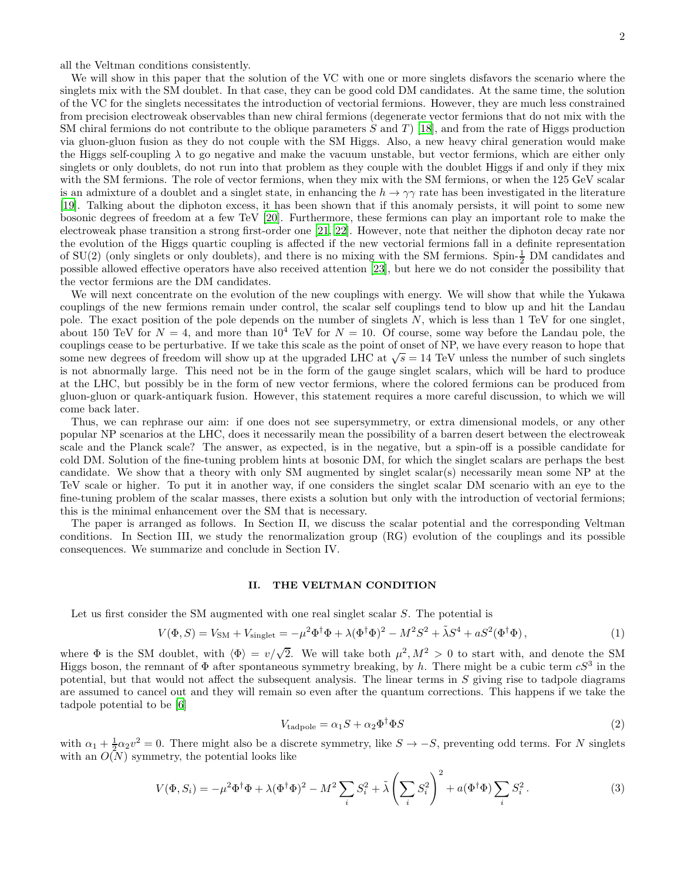all the Veltman conditions consistently.

We will show in this paper that the solution of the VC with one or more singlets disfavors the scenario where the singlets mix with the SM doublet. In that case, they can be good cold DM candidates. At the same time, the solution of the VC for the singlets necessitates the introduction of vectorial fermions. However, they are much less constrained from precision electroweak observables than new chiral fermions (degenerate vector fermions that do not mix with the SM chiral fermions do not contribute to the oblique parameters $S$ and $T$) [18], and from the rate of Higgs production via gluon-gluon fusion as they do not couple with the SM Higgs. Also, a new heavy chiral generation would make the Higgs self-coupling $\lambda$ to go negative and make the vacuum unstable, but vector fermions, which are either only singlets or only doublets, do not run into that problem as they couple with the doublet Higgs if and only if they mix with the SM fermions. The role of vector fermions, when they mix with the SM fermions, or when the 125 GeV scalar is an admixture of a doublet and a singlet state, in enhancing the $h \to \gamma\gamma$ rate has been investigated in the literature [19]. Talking about the diphoton excess, it has been shown that if this anomaly persists, it will point to some new bosonic degrees of freedom at a few TeV [20]. Furthermore, these fermions can play an important role to make the electroweak phase transition a strong first-order one [21, 22]. However, note that neither the diphoton decay rate nor the evolution of the Higgs quartic coupling is affected if the new vectorial fermions fall in a definite representation of SU(2) (only singlets or only doublets), and there is no mixing with the SM fermions. Spin-$\frac{1}{2}$ DM candidates and possible allowed effective operators have also received attention [23], but here we do not consider the possibility that the vector fermions are the DM candidates.

We will next concentrate on the evolution of the new couplings with energy. We will show that while the Yukawa couplings of the new fermions remain under control, the scalar self couplings tend to blow up and hit the Landau pole. The exact position of the pole depends on the number of singlets $N$, which is less than 1 TeV for one singlet, about 150 TeV for $N = 4$, and more than $10^4$ TeV for $N = 10$. Of course, some way before the Landau pole, the couplings cease to be perturbative. If we take this scale as the point of onset of NP, we have every reason to hope that some new degrees of freedom will show up at the upgraded LHC at $\sqrt{s} = 14$ TeV unless the number of such singlets is not abnormally large. This need not be in the form of the gauge singlet scalars, which will be hard to produce at the LHC, but possibly be in the form of new vector fermions, where the colored fermions can be produced from gluon-gluon or quark-antiquark fusion. However, this statement requires a more careful discussion, to which we will come back later.

Thus, we can rephrase our aim: if one does not see supersymmetry, or extra dimensional models, or any other popular NP scenarios at the LHC, does it necessarily mean the possibility of a barren desert between the electroweak scale and the Planck scale? The answer, as expected, is in the negative, but a spin-off is a possible candidate for cold DM. Solution of the fine-tuning problem hints at bosonic DM, for which the singlet scalars are perhaps the best candidate. We show that a theory with only SM augmented by singlet scalar(s) necessarily mean some NP at the TeV scale or higher. To put it in another way, if one considers the singlet scalar DM scenario with an eye to the fine-tuning problem of the scalar masses, there exists a solution but only with the introduction of vectorial fermions; this is the minimal enhancement over the SM that is necessary.

The paper is arranged as follows. In Section II, we discuss the scalar potential and the corresponding Veltman conditions. In Section III, we study the renormalization group (RG) evolution of the couplings and its possible consequences. We summarize and conclude in Section IV.

## II. THE VELTMAN CONDITION

Let us first consider the SM augmented with one real singlet scalar $S$. The potential is

$$V(\Phi, S) = V_{\rm SM} + V_{\rm singlet} = -\mu^2\Phi^\dagger\Phi + \lambda(\Phi^\dagger\Phi)^2 - M^2S^2 + \tilde{\lambda}S^4 + aS^2(\Phi^\dagger\Phi)\,, \tag{1}$$

where $\Phi$ is the SM doublet, with $\langle\Phi\rangle = v/\sqrt{2}$. We will take both $\mu^2, M^2 > 0$ to start with, and denote the SM Higgs boson, the remnant of $\Phi$ after spontaneous symmetry breaking, by $h$. There might be a cubic term $cS^3$ in the potential, but that would not affect the subsequent analysis. The linear terms in $S$ giving rise to tadpole diagrams are assumed to cancel out and they will remain so even after the quantum corrections. This happens if we take the tadpole potential to be [6]

$$V_{\rm tadpole} = \alpha_1 S + \alpha_2 \Phi^\dagger\Phi S \tag{2}$$

with $\alpha_1 + \frac{1}{2}\alpha_2 v^2 = 0$. There might also be a discrete symmetry, like $S \to -S$, preventing odd terms. For $N$ singlets with an $O(N)$ symmetry, the potential looks like

$$V(\Phi, S_i) = -\mu^2\Phi^\dagger\Phi + \lambda(\Phi^\dagger\Phi)^2 - M^2\sum_i S_i^2 + \tilde{\lambda}\left(\sum_i S_i^2\right)^2 + a(\Phi^\dagger\Phi)\sum_i S_i^2\,. \tag{3}$$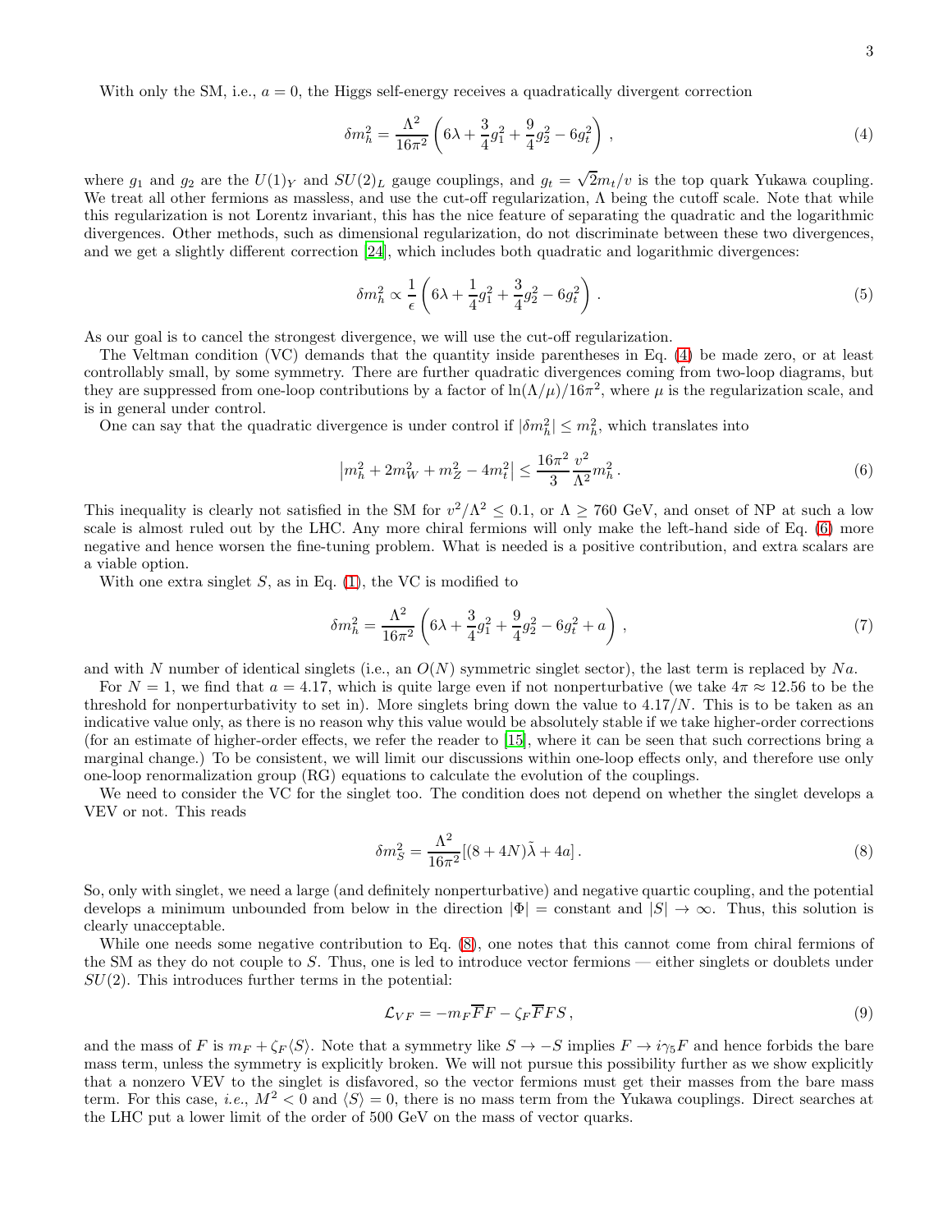With only the SM, i.e., $a = 0$, the Higgs self-energy receives a quadratically divergent correction

$$\delta m_h^2 = \frac{\Lambda^2}{16\pi^2}\left(6\lambda + \frac{3}{4}g_1^2 + \frac{9}{4}g_2^2 - 6g_t^2\right)\,, \tag{4}$$

where $g_1$ and $g_2$ are the $U(1)_Y$ and $SU(2)_L$ gauge couplings, and $g_t = \sqrt{2}m_t/v$ is the top quark Yukawa coupling. We treat all other fermions as massless, and use the cut-off regularization, $\Lambda$ being the cutoff scale. Note that while this regularization is not Lorentz invariant, this has the nice feature of separating the quadratic and the logarithmic divergences. Other methods, such as dimensional regularization, do not discriminate between these two divergences, and we get a slightly different correction [24], which includes both quadratic and logarithmic divergences:

$$\delta m_h^2 \propto \frac{1}{\epsilon}\left(6\lambda + \frac{1}{4}g_1^2 + \frac{3}{4}g_2^2 - 6g_t^2\right)\,. \tag{5}$$

As our goal is to cancel the strongest divergence, we will use the cut-off regularization.

The Veltman condition (VC) demands that the quantity inside parentheses in Eq. (4) be made zero, or at least controllably small, by some symmetry. There are further quadratic divergences coming from two-loop diagrams, but they are suppressed from one-loop contributions by a factor of $\ln(\Lambda/\mu)/16\pi^2$, where $\mu$ is the regularization scale, and is in general under control.

One can say that the quadratic divergence is under control if $|\delta m_h^2| \leq m_h^2$, which translates into

$$\left|m_h^2 + 2m_W^2 + m_Z^2 - 4m_t^2\right| \leq \frac{16\pi^2}{3}\frac{v^2}{\Lambda^2}m_h^2\,. \tag{6}$$

This inequality is clearly not satisfied in the SM for $v^2/\Lambda^2 \leq 0.1$, or $\Lambda \geq 760$ GeV, and onset of NP at such a low scale is almost ruled out by the LHC. Any more chiral fermions will only make the left-hand side of Eq. (6) more negative and hence worsen the fine-tuning problem. What is needed is a positive contribution, and extra scalars are a viable option.

With one extra singlet $S$, as in Eq. (1), the VC is modified to

$$\delta m_h^2 = \frac{\Lambda^2}{16\pi^2}\left(6\lambda + \frac{3}{4}g_1^2 + \frac{9}{4}g_2^2 - 6g_t^2 + a\right)\,, \tag{7}$$

and with $N$ number of identical singlets (i.e., an $O(N)$ symmetric singlet sector), the last term is replaced by $Na$.

For $N = 1$, we find that $a = 4.17$, which is quite large even if not nonperturbative (we take $4\pi \approx 12.56$ to be the threshold for nonperturbativity to set in). More singlets bring down the value to $4.17/N$. This is to be taken as an indicative value only, as there is no reason why this value would be absolutely stable if we take higher-order corrections (for an estimate of higher-order effects, we refer the reader to [15], where it can be seen that such corrections bring a marginal change.) To be consistent, we will limit our discussions within one-loop effects only, and therefore use only one-loop renormalization group (RG) equations to calculate the evolution of the couplings.

We need to consider the VC for the singlet too. The condition does not depend on whether the singlet develops a VEV or not. This reads

$$\delta m_S^2 = \frac{\Lambda^2}{16\pi^2}[(8 + 4N)\tilde{\lambda} + 4a]\,. \tag{8}$$

So, only with singlet, we need a large (and definitely nonperturbative) and negative quartic coupling, and the potential develops a minimum unbounded from below in the direction $|\Phi| = $ constant and $|S| \to \infty$. Thus, this solution is clearly unacceptable.

While one needs some negative contribution to Eq. (8), one notes that this cannot come from chiral fermions of the SM as they do not couple to $S$. Thus, one is led to introduce vector fermions — either singlets or doublets under $SU(2)$. This introduces further terms in the potential:

$$\mathcal{L}_{VF} = -m_F\overline{F}F - \zeta_F\overline{F}FS\,, \tag{9}$$

and the mass of $F$ is $m_F + \zeta_F\langle S\rangle$. Note that a symmetry like $S \to -S$ implies $F \to i\gamma_5 F$ and hence forbids the bare mass term, unless the symmetry is explicitly broken. We will not pursue this possibility further as we show explicitly that a nonzero VEV to the singlet is disfavored, so the vector fermions must get their masses from the bare mass term. For this case, *i.e.*, $M^2 < 0$ and $\langle S\rangle = 0$, there is no mass term from the Yukawa couplings. Direct searches at the LHC put a lower limit of the order of 500 GeV on the mass of vector quarks.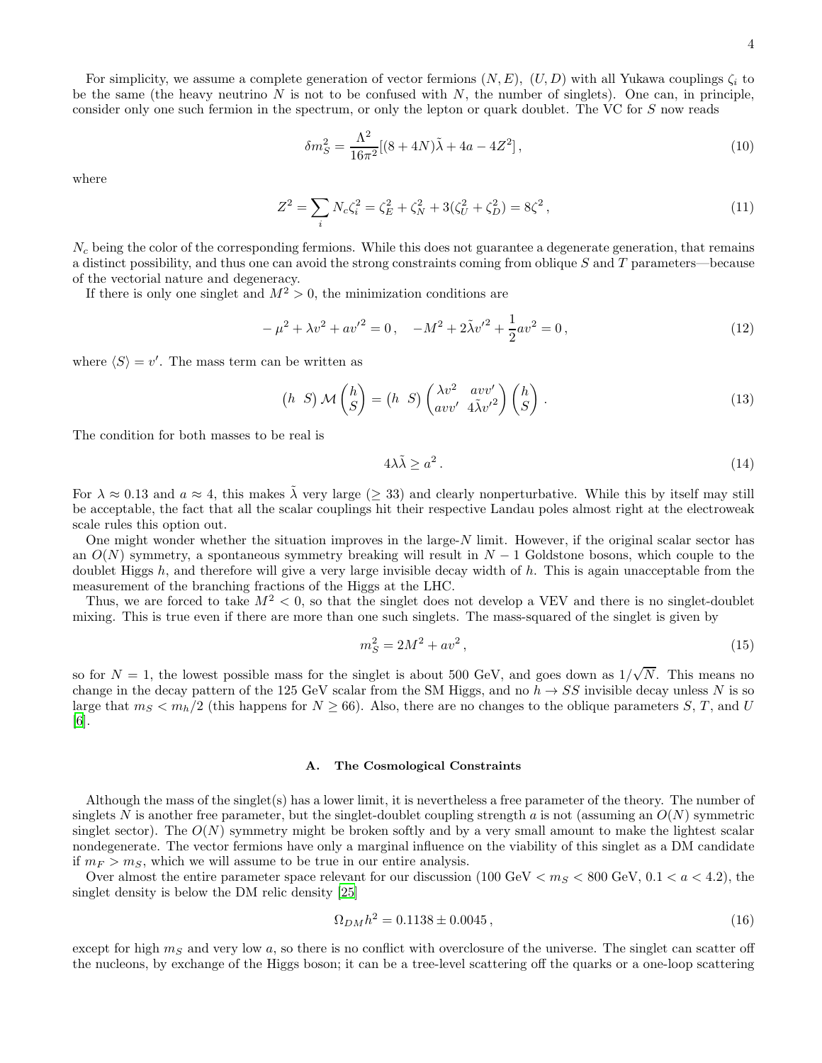For simplicity, we assume a complete generation of vector fermions $(N, E)$, $(U, D)$ with all Yukawa couplings $\zeta_i$ to be the same (the heavy neutrino $N$ is not to be confused with $N$, the number of singlets). One can, in principle, consider only one such fermion in the spectrum, or only the lepton or quark doublet. The VC for $S$ now reads

$$\delta m_S^2 = \frac{\Lambda^2}{16\pi^2}[(8+4N)\tilde{\lambda} + 4a - 4Z^2]\,, \tag{10}$$

where

$$Z^2 = \sum_i N_c \zeta_i^2 = \zeta_E^2 + \zeta_N^2 + 3(\zeta_U^2 + \zeta_D^2) = 8\zeta^2\,, \tag{11}$$

$N_c$ being the color of the corresponding fermions. While this does not guarantee a degenerate generation, that remains a distinct possibility, and thus one can avoid the strong constraints coming from oblique $S$ and $T$ parameters—because of the vectorial nature and degeneracy.

If there is only one singlet and $M^2 > 0$, the minimization conditions are

$$-\mu^2 + \lambda v^2 + a v'^2 = 0\,, \quad -M^2 + 2\tilde{\lambda} v'^2 + \frac{1}{2} a v^2 = 0\,, \tag{12}$$

where $\langle S \rangle = v'$. The mass term can be written as

$$\begin{pmatrix} h & S \end{pmatrix} \mathcal{M} \begin{pmatrix} h \\ S \end{pmatrix} = \begin{pmatrix} h & S \end{pmatrix} \begin{pmatrix} \lambda v^2 & a v v' \\ a v v' & 4\tilde{\lambda} v'^2 \end{pmatrix} \begin{pmatrix} h \\ S \end{pmatrix}\,. \tag{13}$$

The condition for both masses to be real is

$$4\lambda\tilde{\lambda} \geq a^2\,. \tag{14}$$

For $\lambda \approx 0.13$ and $a \approx 4$, this makes $\tilde{\lambda}$ very large ($\geq 33$) and clearly nonperturbative. While this by itself may still be acceptable, the fact that all the scalar couplings hit their respective Landau poles almost right at the electroweak scale rules this option out.

One might wonder whether the situation improves in the large-$N$ limit. However, if the original scalar sector has an $O(N)$ symmetry, a spontaneous symmetry breaking will result in $N-1$ Goldstone bosons, which couple to the doublet Higgs $h$, and therefore will give a very large invisible decay width of $h$. This is again unacceptable from the measurement of the branching fractions of the Higgs at the LHC.

Thus, we are forced to take $M^2 < 0$, so that the singlet does not develop a VEV and there is no singlet-doublet mixing. This is true even if there are more than one such singlets. The mass-squared of the singlet is given by

$$m_S^2 = 2M^2 + a v^2\,, \tag{15}$$

so for $N = 1$, the lowest possible mass for the singlet is about 500 GeV, and goes down as $1/\sqrt{N}$. This means no change in the decay pattern of the 125 GeV scalar from the SM Higgs, and no $h \to SS$ invisible decay unless $N$ is so large that $m_S < m_h/2$ (this happens for $N \geq 66$). Also, there are no changes to the oblique parameters $S$, $T$, and $U$ [6].

### A. The Cosmological Constraints

Although the mass of the singlet(s) has a lower limit, it is nevertheless a free parameter of the theory. The number of singlets $N$ is another free parameter, but the singlet-doublet coupling strength $a$ is not (assuming an $O(N)$ symmetric singlet sector). The $O(N)$ symmetry might be broken softly and by a very small amount to make the lightest scalar nondegenerate. The vector fermions have only a marginal influence on the viability of this singlet as a DM candidate if $m_F > m_S$, which we will assume to be true in our entire analysis.

Over almost the entire parameter space relevant for our discussion (100 GeV $< m_S <$ 800 GeV, $0.1 < a < 4.2$), the singlet density is below the DM relic density [25]

$$\Omega_{DM} h^2 = 0.1138 \pm 0.0045\,, \tag{16}$$

except for high $m_S$ and very low $a$, so there is no conflict with overclosure of the universe. The singlet can scatter off the nucleons, by exchange of the Higgs boson; it can be a tree-level scattering off the quarks or a one-loop scattering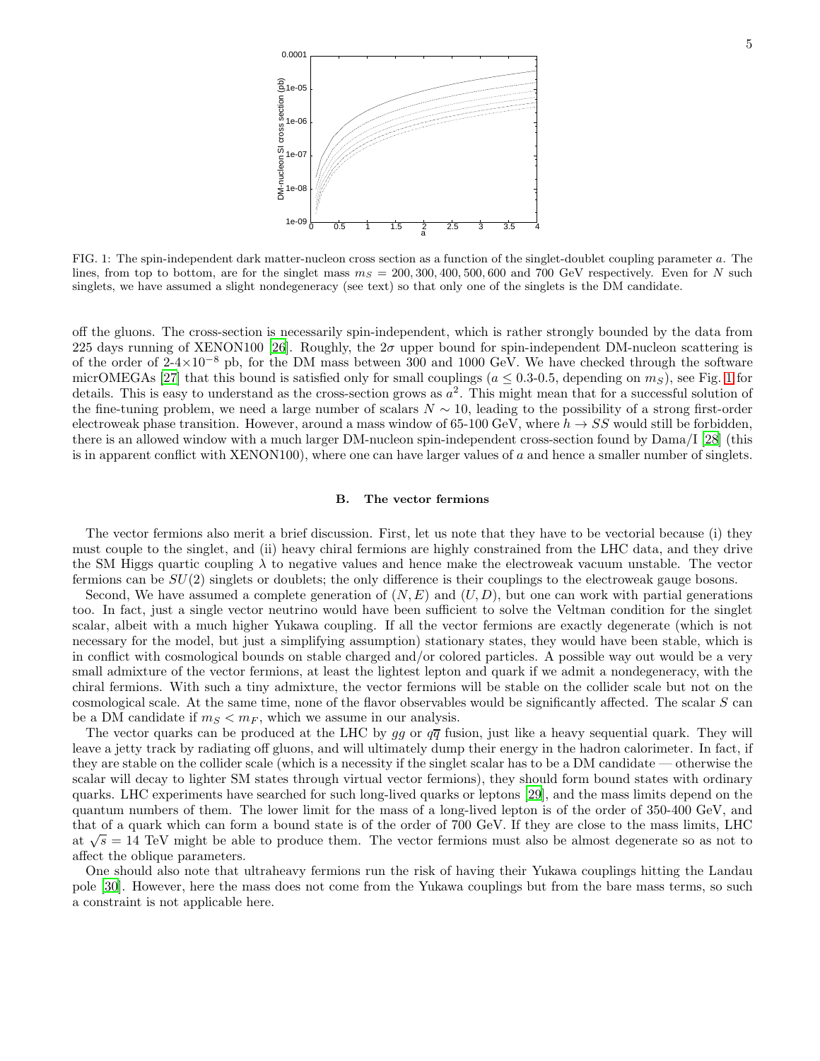0.0001

1e-05

1e-06

1e-07

1e-08

1e-09

DM-nucleon SI cross section (pb)

0 0.5 1 1.5 2 2.5 3 3.5 4

a

FIG. 1: The spin-independent dark matter-nucleon cross section as a function of the singlet-doublet coupling parameter $a$. The lines, from top to bottom, are for the singlet mass $m_S = 200, 300, 400, 500, 600$ and 700 GeV respectively. Even for $N$ such singlets, we have assumed a slight nondegeneracy (see text) so that only one of the singlets is the DM candidate.

off the gluons. The cross-section is necessarily spin-independent, which is rather strongly bounded by the data from 225 days running of XENON100 [26]. Roughly, the $2\sigma$ upper bound for spin-independent DM-nucleon scattering is of the order of 2-4$\times 10^{-8}$ pb, for the DM mass between 300 and 1000 GeV. We have checked through the software micrOMEGAs [27] that this bound is satisfied only for small couplings ($a \leq$ 0.3-0.5, depending on $m_S$), see Fig. 1 for details. This is easy to understand as the cross-section grows as $a^2$. This might mean that for a successful solution of the fine-tuning problem, we need a large number of scalars $N \sim 10$, leading to the possibility of a strong first-order electroweak phase transition. However, around a mass window of 65-100 GeV, where $h \to SS$ would still be forbidden, there is an allowed window with a much larger DM-nucleon spin-independent cross-section found by Dama/I [28] (this is in apparent conflict with XENON100), where one can have larger values of $a$ and hence a smaller number of singlets.

### B. The vector fermions

The vector fermions also merit a brief discussion. First, let us note that they have to be vectorial because (i) they must couple to the singlet, and (ii) heavy chiral fermions are highly constrained from the LHC data, and they drive the SM Higgs quartic coupling $\lambda$ to negative values and hence make the electroweak vacuum unstable. The vector fermions can be $SU(2)$ singlets or doublets; the only difference is their couplings to the electroweak gauge bosons.

Second, We have assumed a complete generation of $(N, E)$ and $(U, D)$, but one can work with partial generations too. In fact, just a single vector neutrino would have been sufficient to solve the Veltman condition for the singlet scalar, albeit with a much higher Yukawa coupling. If all the vector fermions are exactly degenerate (which is not necessary for the model, but just a simplifying assumption) stationary states, they would have been stable, which is in conflict with cosmological bounds on stable charged and/or colored particles. A possible way out would be a very small admixture of the vector fermions, at least the lightest lepton and quark if we admit a nondegeneracy, with the chiral fermions. With such a tiny admixture, the vector fermions will be stable on the collider scale but not on the cosmological scale. At the same time, none of the flavor observables would be significantly affected. The scalar $S$ can be a DM candidate if $m_S < m_F$, which we assume in our analysis.

The vector quarks can be produced at the LHC by $gg$ or $q\overline{q}$ fusion, just like a heavy sequential quark. They will leave a jetty track by radiating off gluons, and will ultimately dump their energy in the hadron calorimeter. In fact, if they are stable on the collider scale (which is a necessity if the singlet scalar has to be a DM candidate — otherwise the scalar will decay to lighter SM states through virtual vector fermions), they should form bound states with ordinary quarks. LHC experiments have searched for such long-lived quarks or leptons [29], and the mass limits depend on the quantum numbers of them. The lower limit for the mass of a long-lived lepton is of the order of 350-400 GeV, and that of a quark which can form a bound state is of the order of 700 GeV. If they are close to the mass limits, LHC at $\sqrt{s} = 14$ TeV might be able to produce them. The vector fermions must also be almost degenerate so as not to affect the oblique parameters.

One should also note that ultraheavy fermions run the risk of having their Yukawa couplings hitting the Landau pole [30]. However, here the mass does not come from the Yukawa couplings but from the bare mass terms, so such a constraint is not applicable here.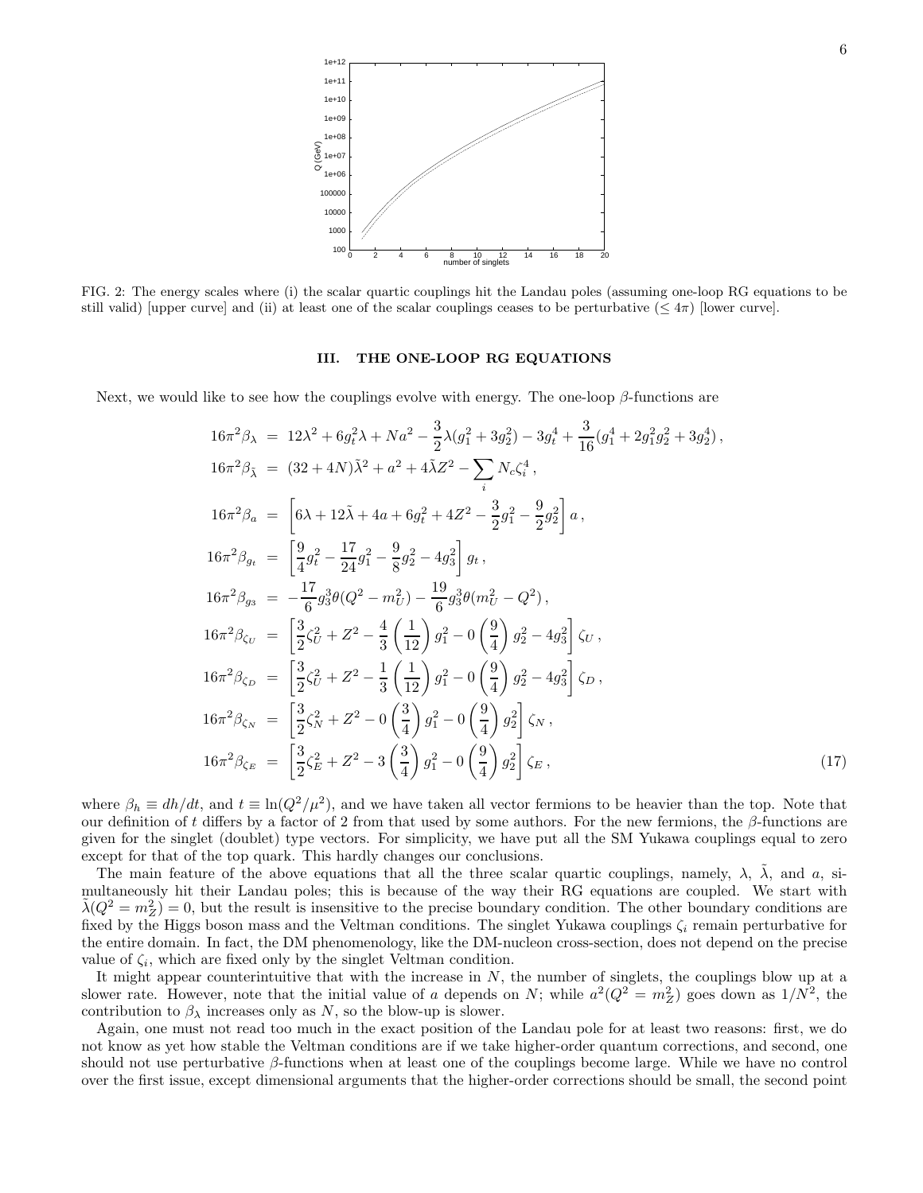FIG. 2: The energy scales where (i) the scalar quartic couplings hit the Landau poles (assuming one-loop RG equations to be still valid) [upper curve] and (ii) at least one of the scalar couplings ceases to be perturbative ($\leq 4\pi$) [lower curve].

## III. THE ONE-LOOP RG EQUATIONS

Next, we would like to see how the couplings evolve with energy. The one-loop $\beta$-functions are

$$
\begin{aligned}
16\pi^2\beta_\lambda &= 12\lambda^2 + 6g_t^2\lambda + Na^2 - \frac{3}{2}\lambda(g_1^2+3g_2^2) - 3g_t^4 + \frac{3}{16}(g_1^4+2g_1^2g_2^2+3g_2^4)\,,\\
16\pi^2\beta_{\tilde\lambda} &= (32+4N)\tilde\lambda^2 + a^2 + 4\tilde\lambda Z^2 - \sum_i N_c\zeta_i^4\,,\\
16\pi^2\beta_a &= \left[6\lambda + 12\tilde\lambda + 4a + 6g_t^2 + 4Z^2 - \frac{3}{2}g_1^2 - \frac{9}{2}g_2^2\right]a\,,\\
16\pi^2\beta_{g_t} &= \left[\frac{9}{4}g_t^2 - \frac{17}{24}g_1^2 - \frac{9}{8}g_2^2 - 4g_3^2\right]g_t\,,\\
16\pi^2\beta_{g_3} &= -\frac{17}{6}g_3^3\theta(Q^2-m_U^2) - \frac{19}{6}g_3^3\theta(m_U^2-Q^2)\,,\\
16\pi^2\beta_{\zeta_U} &= \left[\frac{3}{2}\zeta_U^2 + Z^2 - \frac{4}{3}\left(\frac{1}{12}\right)g_1^2 - 0\left(\frac{9}{4}\right)g_2^2 - 4g_3^2\right]\zeta_U\,,\\
16\pi^2\beta_{\zeta_D} &= \left[\frac{3}{2}\zeta_U^2 + Z^2 - \frac{1}{3}\left(\frac{1}{12}\right)g_1^2 - 0\left(\frac{9}{4}\right)g_2^2 - 4g_3^2\right]\zeta_D\,,\\
16\pi^2\beta_{\zeta_N} &= \left[\frac{3}{2}\zeta_N^2 + Z^2 - 0\left(\frac{3}{4}\right)g_1^2 - 0\left(\frac{9}{4}\right)g_2^2\right]\zeta_N\,,\\
16\pi^2\beta_{\zeta_E} &= \left[\frac{3}{2}\zeta_E^2 + Z^2 - 3\left(\frac{3}{4}\right)g_1^2 - 0\left(\frac{9}{4}\right)g_2^2\right]\zeta_E\,,
\end{aligned}
\tag{17}
$$

where $\beta_h \equiv dh/dt$, and $t \equiv \ln(Q^2/\mu^2)$, and we have taken all vector fermions to be heavier than the top. Note that our definition of $t$ differs by a factor of 2 from that used by some authors. For the new fermions, the $\beta$-functions are given for the singlet (doublet) type vectors. For simplicity, we have put all the SM Yukawa couplings equal to zero except for that of the top quark. This hardly changes our conclusions.

The main feature of the above equations that all the three scalar quartic couplings, namely, $\lambda$, $\tilde\lambda$, and $a$, simultaneously hit their Landau poles; this is because of the way their RG equations are coupled. We start with $\tilde\lambda(Q^2 = m_Z^2) = 0$, but the result is insensitive to the precise boundary condition. The other boundary conditions are fixed by the Higgs boson mass and the Veltman conditions. The singlet Yukawa couplings $\zeta_i$ remain perturbative for the entire domain. In fact, the DM phenomenology, like the DM-nucleon cross-section, does not depend on the precise value of $\zeta_i$, which are fixed only by the singlet Veltman condition.

It might appear counterintuitive that with the increase in $N$, the number of singlets, the couplings blow up at a slower rate. However, note that the initial value of $a$ depends on $N$; while $a^2(Q^2 = m_Z^2)$ goes down as $1/N^2$, the contribution to $\beta_\lambda$ increases only as $N$, so the blow-up is slower.

Again, one must not read too much in the exact position of the Landau pole for at least two reasons: first, we do not know as yet how stable the Veltman conditions are if we take higher-order quantum corrections, and second, one should not use perturbative $\beta$-functions when at least one of the couplings become large. While we have no control over the first issue, except dimensional arguments that the higher-order corrections should be small, the second point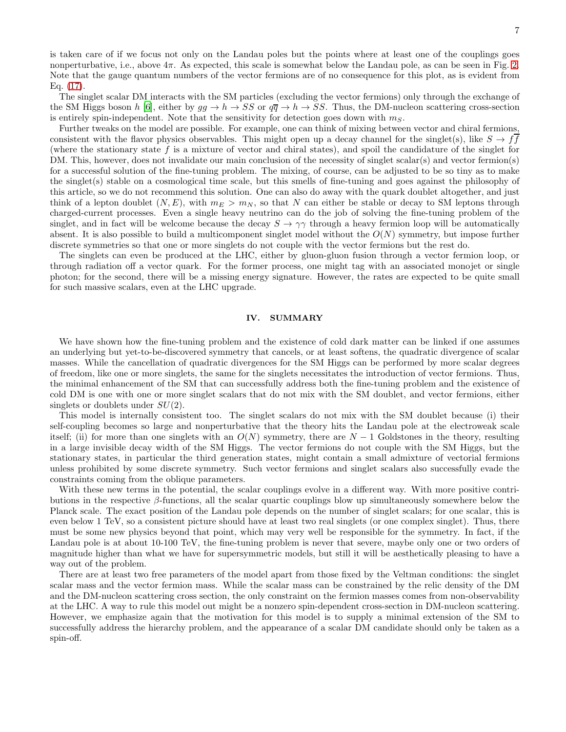is taken care of if we focus not only on the Landau poles but the points where at least one of the couplings goes nonperturbative, i.e., above $4\pi$. As expected, this scale is somewhat below the Landau pole, as can be seen in Fig. 2. Note that the gauge quantum numbers of the vector fermions are of no consequence for this plot, as is evident from Eq. (17).

The singlet scalar DM interacts with the SM particles (excluding the vector fermions) only through the exchange of the SM Higgs boson $h$ [6], either by $gg \to h \to SS$ or $q\overline{q} \to h \to SS$. Thus, the DM-nucleon scattering cross-section is entirely spin-independent. Note that the sensitivity for detection goes down with $m_S$.

Further tweaks on the model are possible. For example, one can think of mixing between vector and chiral fermions, consistent with the flavor physics observables. This might open up a decay channel for the singlet(s), like $S \to f\overline{f}$ (where the stationary state $f$ is a mixture of vector and chiral states), and spoil the candidature of the singlet for DM. This, however, does not invalidate our main conclusion of the necessity of singlet scalar(s) and vector fermion(s) for a successful solution of the fine-tuning problem. The mixing, of course, can be adjusted to be so tiny as to make the singlet(s) stable on a cosmological time scale, but this smells of fine-tuning and goes against the philosophy of this article, so we do not recommend this solution. One can also do away with the quark doublet altogether, and just think of a lepton doublet $(N, E)$, with $m_E > m_N$, so that $N$ can either be stable or decay to SM leptons through charged-current processes. Even a single heavy neutrino can do the job of solving the fine-tuning problem of the singlet, and in fact will be welcome because the decay $S \to \gamma\gamma$ through a heavy fermion loop will be automatically absent. It is also possible to build a multicomponent singlet model without the $O(N)$ symmetry, but impose further discrete symmetries so that one or more singlets do not couple with the vector fermions but the rest do.

The singlets can even be produced at the LHC, either by gluon-gluon fusion through a vector fermion loop, or through radiation off a vector quark. For the former process, one might tag with an associated monojet or single photon; for the second, there will be a missing energy signature. However, the rates are expected to be quite small for such massive scalars, even at the LHC upgrade.

## IV. SUMMARY

We have shown how the fine-tuning problem and the existence of cold dark matter can be linked if one assumes an underlying but yet-to-be-discovered symmetry that cancels, or at least softens, the quadratic divergence of scalar masses. While the cancellation of quadratic divergences for the SM Higgs can be performed by more scalar degrees of freedom, like one or more singlets, the same for the singlets necessitates the introduction of vector fermions. Thus, the minimal enhancement of the SM that can successfully address both the fine-tuning problem and the existence of cold DM is one with one or more singlet scalars that do not mix with the SM doublet, and vector fermions, either singlets or doublets under $SU(2)$.

This model is internally consistent too. The singlet scalars do not mix with the SM doublet because (i) their self-coupling becomes so large and nonperturbative that the theory hits the Landau pole at the electroweak scale itself; (ii) for more than one singlets with an $O(N)$ symmetry, there are $N-1$ Goldstones in the theory, resulting in a large invisible decay width of the SM Higgs. The vector fermions do not couple with the SM Higgs, but the stationary states, in particular the third generation states, might contain a small admixture of vectorial fermions unless prohibited by some discrete symmetry. Such vector fermions and singlet scalars also successfully evade the constraints coming from the oblique parameters.

With these new terms in the potential, the scalar couplings evolve in a different way. With more positive contributions in the respective $\beta$-functions, all the scalar quartic couplings blow up simultaneously somewhere below the Planck scale. The exact position of the Landau pole depends on the number of singlet scalars; for one scalar, this is even below 1 TeV, so a consistent picture should have at least two real singlets (or one complex singlet). Thus, there must be some new physics beyond that point, which may very well be responsible for the symmetry. In fact, if the Landau pole is at about 10-100 TeV, the fine-tuning problem is never that severe, maybe only one or two orders of magnitude higher than what we have for supersymmetric models, but still it will be aesthetically pleasing to have a way out of the problem.

There are at least two free parameters of the model apart from those fixed by the Veltman conditions: the singlet scalar mass and the vector fermion mass. While the scalar mass can be constrained by the relic density of the DM and the DM-nucleon scattering cross section, the only constraint on the fermion masses comes from non-observability at the LHC. A way to rule this model out might be a nonzero spin-dependent cross-section in DM-nucleon scattering. However, we emphasize again that the motivation for this model is to supply a minimal extension of the SM to successfully address the hierarchy problem, and the appearance of a scalar DM candidate should only be taken as a spin-off.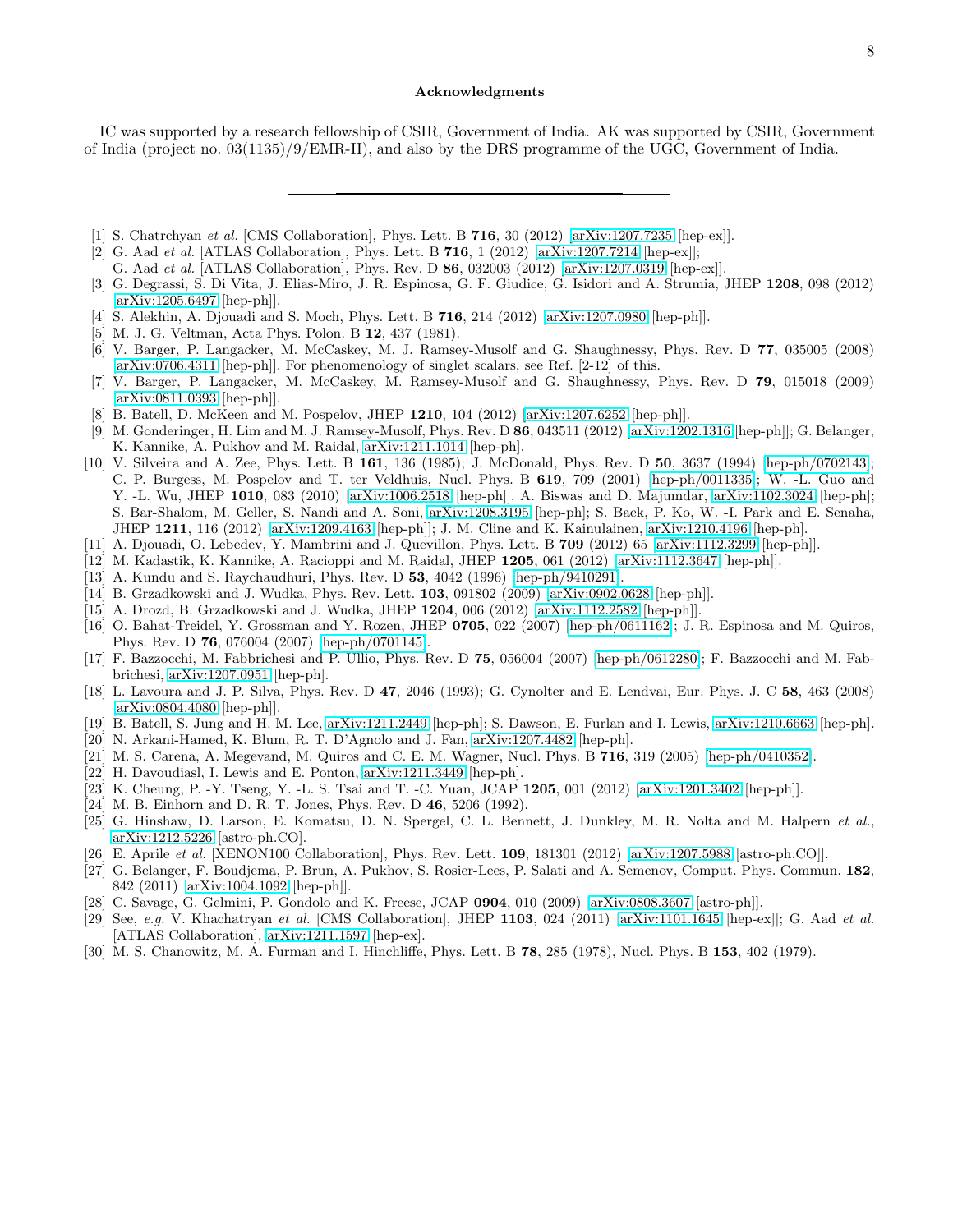### Acknowledgments

IC was supported by a research fellowship of CSIR, Government of India. AK was supported by CSIR, Government of India (project no. 03(1135)/9/EMR-II), and also by the DRS programme of the UGC, Government of India.

---

[1] S. Chatrchyan *et al.* [CMS Collaboration], Phys. Lett. B **716**, 30 (2012) [arXiv:1207.7235 [hep-ex]].
[2] G. Aad *et al.* [ATLAS Collaboration], Phys. Lett. B **716**, 1 (2012) [arXiv:1207.7214 [hep-ex]]; G. Aad *et al.* [ATLAS Collaboration], Phys. Rev. D **86**, 032003 (2012) [arXiv:1207.0319 [hep-ex]].
[3] G. Degrassi, S. Di Vita, J. Elias-Miro, J. R. Espinosa, G. F. Giudice, G. Isidori and A. Strumia, JHEP **1208**, 098 (2012) [arXiv:1205.6497 [hep-ph]].
[4] S. Alekhin, A. Djouadi and S. Moch, Phys. Lett. B **716**, 214 (2012) [arXiv:1207.0980 [hep-ph]].
[5] M. J. G. Veltman, Acta Phys. Polon. B **12**, 437 (1981).
[6] V. Barger, P. Langacker, M. McCaskey, M. J. Ramsey-Musolf and G. Shaughnessy, Phys. Rev. D **77**, 035005 (2008) [arXiv:0706.4311 [hep-ph]]. For phenomenology of singlet scalars, see Ref. [2-12] of this.
[7] V. Barger, P. Langacker, M. McCaskey, M. Ramsey-Musolf and G. Shaughnessy, Phys. Rev. D **79**, 015018 (2009) [arXiv:0811.0393 [hep-ph]].
[8] B. Batell, D. McKeen and M. Pospelov, JHEP **1210**, 104 (2012) [arXiv:1207.6252 [hep-ph]].
[9] M. Gonderinger, H. Lim and M. J. Ramsey-Musolf, Phys. Rev. D **86**, 043511 (2012) [arXiv:1202.1316 [hep-ph]]; G. Belanger, K. Kannike, A. Pukhov and M. Raidal, arXiv:1211.1014 [hep-ph].
[10] V. Silveira and A. Zee, Phys. Lett. B **161**, 136 (1985); J. McDonald, Phys. Rev. D **50**, 3637 (1994) [hep-ph/0702143]; C. P. Burgess, M. Pospelov and T. ter Veldhuis, Nucl. Phys. B **619**, 709 (2001) [hep-ph/0011335]; W. -L. Guo and Y. -L. Wu, JHEP **1010**, 083 (2010) [arXiv:1006.2518 [hep-ph]]. A. Biswas and D. Majumdar, arXiv:1102.3024 [hep-ph]; S. Bar-Shalom, M. Geller, S. Nandi and A. Soni, arXiv:1208.3195 [hep-ph]; S. Baek, P. Ko, W. -I. Park and E. Senaha, JHEP **1211**, 116 (2012) [arXiv:1209.4163 [hep-ph]]; J. M. Cline and K. Kainulainen, arXiv:1210.4196 [hep-ph].
[11] A. Djouadi, O. Lebedev, Y. Mambrini and J. Quevillon, Phys. Lett. B **709** (2012) 65 [arXiv:1112.3299 [hep-ph]].
[12] M. Kadastik, K. Kannike, A. Racioppi and M. Raidal, JHEP **1205**, 061 (2012) [arXiv:1112.3647 [hep-ph]].
[13] A. Kundu and S. Raychaudhuri, Phys. Rev. D **53**, 4042 (1996) [hep-ph/9410291].
[14] B. Grzadkowski and J. Wudka, Phys. Rev. Lett. **103**, 091802 (2009) [arXiv:0902.0628 [hep-ph]].
[15] A. Drozd, B. Grzadkowski and J. Wudka, JHEP **1204**, 006 (2012) [arXiv:1112.2582 [hep-ph]].
[16] O. Bahat-Treidel, Y. Grossman and Y. Rozen, JHEP **0705**, 022 (2007) [hep-ph/0611162]; J. R. Espinosa and M. Quiros, Phys. Rev. D **76**, 076004 (2007) [hep-ph/0701145].
[17] F. Bazzocchi, M. Fabbrichesi and P. Ullio, Phys. Rev. D **75**, 056004 (2007) [hep-ph/0612280]; F. Bazzocchi and M. Fabbrichesi, arXiv:1207.0951 [hep-ph].
[18] L. Lavoura and J. P. Silva, Phys. Rev. D **47**, 2046 (1993); G. Cynolter and E. Lendvai, Eur. Phys. J. C **58**, 463 (2008) [arXiv:0804.4080 [hep-ph]].
[19] B. Batell, S. Jung and H. M. Lee, arXiv:1211.2449 [hep-ph]; S. Dawson, E. Furlan and I. Lewis, arXiv:1210.6663 [hep-ph].
[20] N. Arkani-Hamed, K. Blum, R. T. D'Agnolo and J. Fan, arXiv:1207.4482 [hep-ph].
[21] M. S. Carena, A. Megevand, M. Quiros and C. E. M. Wagner, Nucl. Phys. B **716**, 319 (2005) [hep-ph/0410352].
[22] H. Davoudiasl, I. Lewis and E. Ponton, arXiv:1211.3449 [hep-ph].
[23] K. Cheung, P. -Y. Tseng, Y. -L. S. Tsai and T. -C. Yuan, JCAP **1205**, 001 (2012) [arXiv:1201.3402 [hep-ph]].
[24] M. B. Einhorn and D. R. T. Jones, Phys. Rev. D **46**, 5206 (1992).
[25] G. Hinshaw, D. Larson, E. Komatsu, D. N. Spergel, C. L. Bennett, J. Dunkley, M. R. Nolta and M. Halpern *et al.*, arXiv:1212.5226 [astro-ph.CO].
[26] E. Aprile *et al.* [XENON100 Collaboration], Phys. Rev. Lett. **109**, 181301 (2012) [arXiv:1207.5988 [astro-ph.CO]].
[27] G. Belanger, F. Boudjema, P. Brun, A. Pukhov, S. Rosier-Lees, P. Salati and A. Semenov, Comput. Phys. Commun. **182**, 842 (2011) [arXiv:1004.1092 [hep-ph]].
[28] C. Savage, G. Gelmini, P. Gondolo and K. Freese, JCAP **0904**, 010 (2009) [arXiv:0808.3607 [astro-ph]].
[29] See, *e.g.* V. Khachatryan *et al.* [CMS Collaboration], JHEP **1103**, 024 (2011) [arXiv:1101.1645 [hep-ex]]; G. Aad *et al.* [ATLAS Collaboration], arXiv:1211.1597 [hep-ex].
[30] M. S. Chanowitz, M. A. Furman and I. Hinchliffe, Phys. Lett. B **78**, 285 (1978), Nucl. Phys. B **153**, 402 (1979).